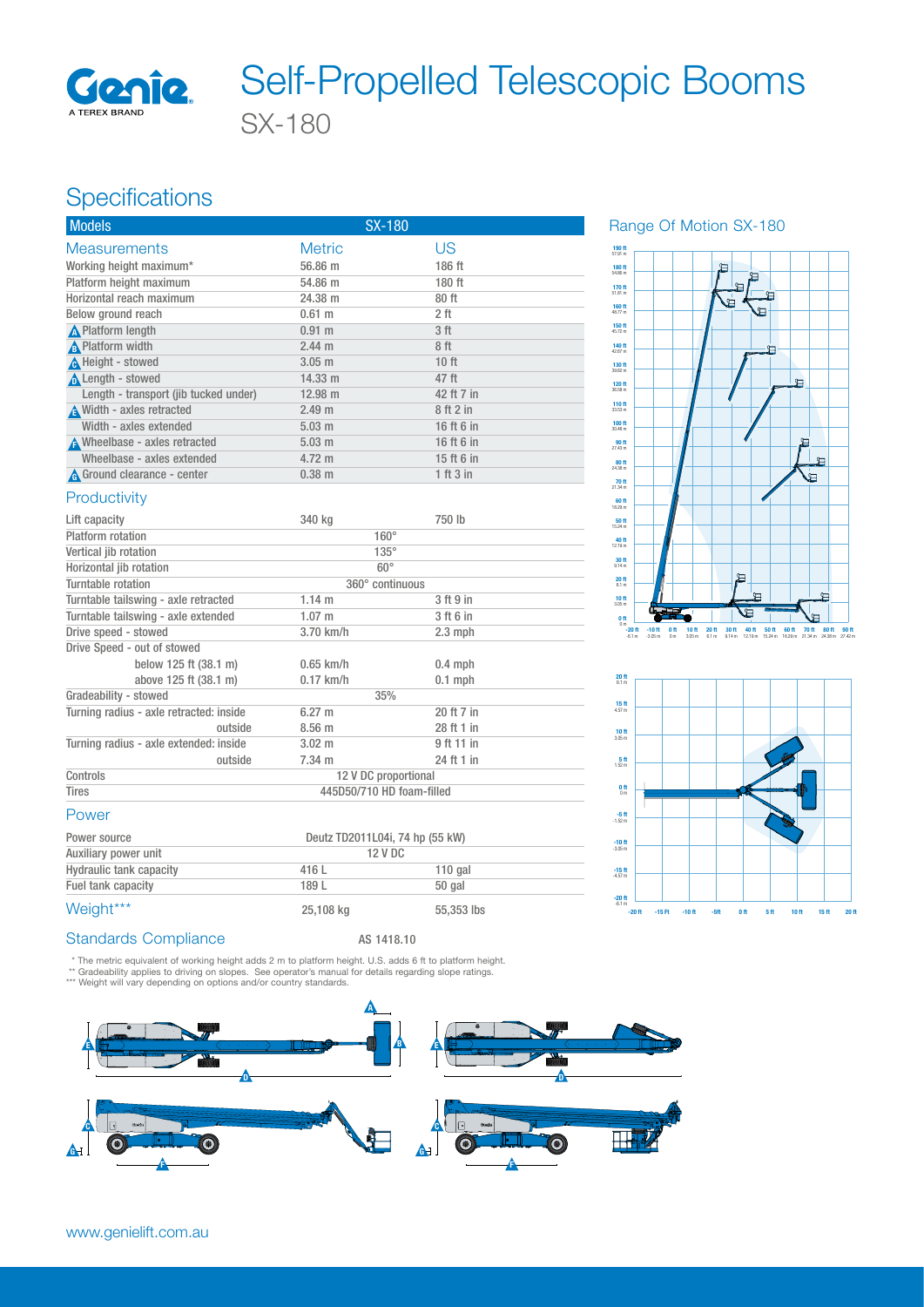# Self-Propelled Telescopic Booms

## SX-180

## Specifications

| Models | SX-180 | |
|---|---|---|
| **Measurements** | **Metric** | **US** |
| Working height maximum* | 56.86 m | 186 ft |
| Platform height maximum | 54.86 m | 180 ft |
| Horizontal reach maximum | 24.38 m | 80 ft |
| Below ground reach | 0.61 m | 2 ft |
| A Platform length | 0.91 m | 3 ft |
| B Platform width | 2.44 m | 8 ft |
| C Height - stowed | 3.05 m | 10 ft |
| D Length - stowed | 14.33 m | 47 ft |
| Length - transport (jib tucked under) | 12.98 m | 42 ft 7 in |
| E Width - axles retracted | 2.49 m | 8 ft 2 in |
| Width - axles extended | 5.03 m | 16 ft 6 in |
| F Wheelbase - axles retracted | 5.03 m | 16 ft 6 in |
| Wheelbase - axles extended | 4.72 m | 15 ft 6 in |
| G Ground clearance - center | 0.38 m | 1 ft 3 in |

### Productivity

| | | |
|---|---|---|
| Lift capacity | 340 kg | 750 lb |
| Platform rotation | 160° | |
| Vertical jib rotation | 135° | |
| Horizontal jib rotation | 60° | |
| Turntable rotation | 360° continuous | |
| Turntable tailswing - axle retracted | 1.14 m | 3 ft 9 in |
| Turntable tailswing - axle extended | 1.07 m | 3 ft 6 in |
| Drive speed - stowed | 3.70 km/h | 2.3 mph |
| Drive Speed - out of stowed | | |
| below 125 ft (38.1 m) | 0.65 km/h | 0.4 mph |
| above 125 ft (38.1 m) | 0.17 km/h | 0.1 mph |
| Gradeability - stowed | 35% | |
| Turning radius - axle retracted: inside | 6.27 m | 20 ft 7 in |
| outside | 8.56 m | 28 ft 1 in |
| Turning radius - axle extended: inside | 3.02 m | 9 ft 11 in |
| outside | 7.34 m | 24 ft 1 in |
| Controls | 12 V DC proportional | |
| Tires | 445D50/710 HD foam-filled | |

### Power

| | | |
|---|---|---|
| Power source | Deutz TD2011L04i, 74 hp (55 kW) | |
| Auxiliary power unit | 12 V DC | |
| Hydraulic tank capacity | 416 L | 110 gal |
| Fuel tank capacity | 189 L | 50 gal |
| **Weight***\*** | 25,108 kg | 55,353 lbs |

### Standards Compliance

AS 1418.10

\* The metric equivalent of working height adds 2 m to platform height. U.S. adds 6 ft to platform height.
\*\* Gradeability applies to driving on slopes. See operator's manual for details regarding slope ratings.
\*\*\* Weight will vary depending on options and/or country standards.

### Range Of Motion SX-180

www.genielift.com.au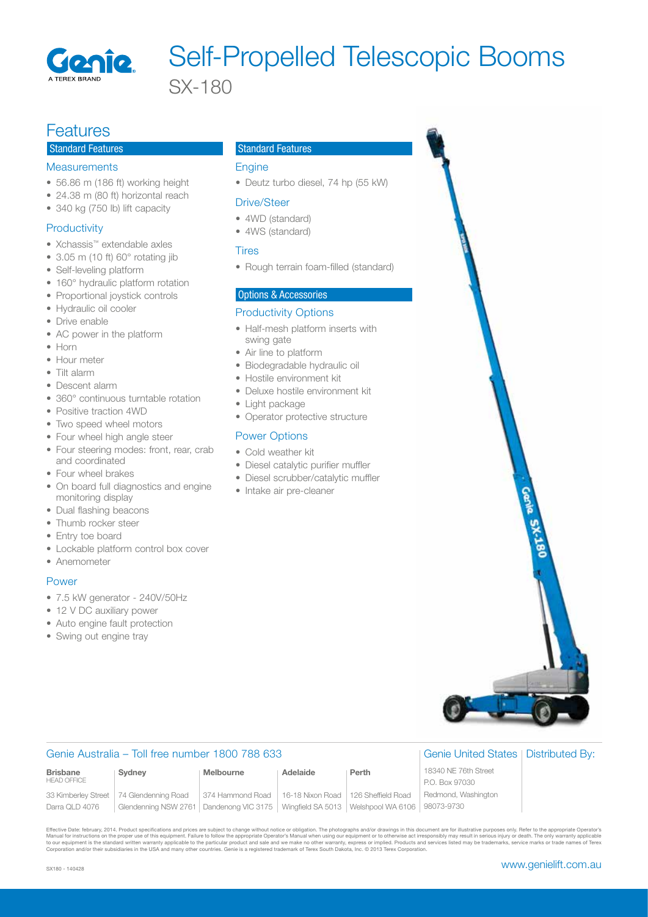# Self-Propelled Telescopic Booms

## SX-180

# Features

### Standard Features

#### Measurements

- 56.86 m (186 ft) working height
- 24.38 m (80 ft) horizontal reach
- 340 kg (750 lb) lift capacity

#### Productivity

- Xchassis™ extendable axles
- 3.05 m (10 ft) 60° rotating jib
- Self-leveling platform
- 160° hydraulic platform rotation
- Proportional joystick controls
- Hydraulic oil cooler
- Drive enable
- AC power in the platform
- Horn
- Hour meter
- Tilt alarm
- Descent alarm
- 360° continuous turntable rotation
- Positive traction 4WD
- Two speed wheel motors
- Four wheel high angle steer
- Four steering modes: front, rear, crab and coordinated
- Four wheel brakes
- On board full diagnostics and engine monitoring display
- Dual flashing beacons
- Thumb rocker steer
- Entry toe board
- Lockable platform control box cover
- Anemometer

#### Power

- 7.5 kW generator - 240V/50Hz
- 12 V DC auxiliary power
- Auto engine fault protection
- Swing out engine tray

### Standard Features

#### Engine

- Deutz turbo diesel, 74 hp (55 kW)

#### Drive/Steer

- 4WD (standard)
- 4WS (standard)

#### Tires

- Rough terrain foam-filled (standard)

### Options & Accessories

#### Productivity Options

- Half-mesh platform inserts with swing gate
- Air line to platform
- Biodegradable hydraulic oil
- Hostile environment kit
- Deluxe hostile environment kit
- Light package
- Operator protective structure

#### Power Options

- Cold weather kit
- Diesel catalytic purifier muffler
- Diesel scrubber/catalytic muffler
- Intake air pre-cleaner

### Genie Australia – Toll free number 1800 788 633

| Brisbane HEAD OFFICE | Sydney | Melbourne | Adelaide | Perth |
|---|---|---|---|---|
| 33 Kimberley Street | 74 Glendenning Road | 374 Hammond Road | 16-18 Nixon Road | 126 Sheffield Road |
| Darra QLD 4076 | Glendenning NSW 2761 | Dandenong VIC 3175 | Wingfield SA 5013 | Welshpool WA 6106 |

### Genie United States

18340 NE 76th Street
P.O. Box 97030
Redmond, Washington
98073-9730

### Distributed By:

Effective Date: february, 2014. Product specifications and prices are subject to change without notice or obligation. The photographs and/or drawings in this document are for illustrative purposes only. Refer to the appropriate Operator's Manual for instructions on the proper use of this equipment. Failure to follow the appropriate Operator's Manual when using our equipment or to otherwise act irresponsibly may result in serious injury or death. The only warranty applicable to our equipment is the standard written warranty applicable to the particular product and sale and we make no other warranty, express or implied. Products and services listed may be trademarks, service marks or trade names of Terex Corporation and/or their subsidiaries in the USA and many other countries. Genie is a registered trademark of Terex South Dakota, Inc. © 2013 Terex Corporation.

SX180 - 140428

www.genielift.com.au